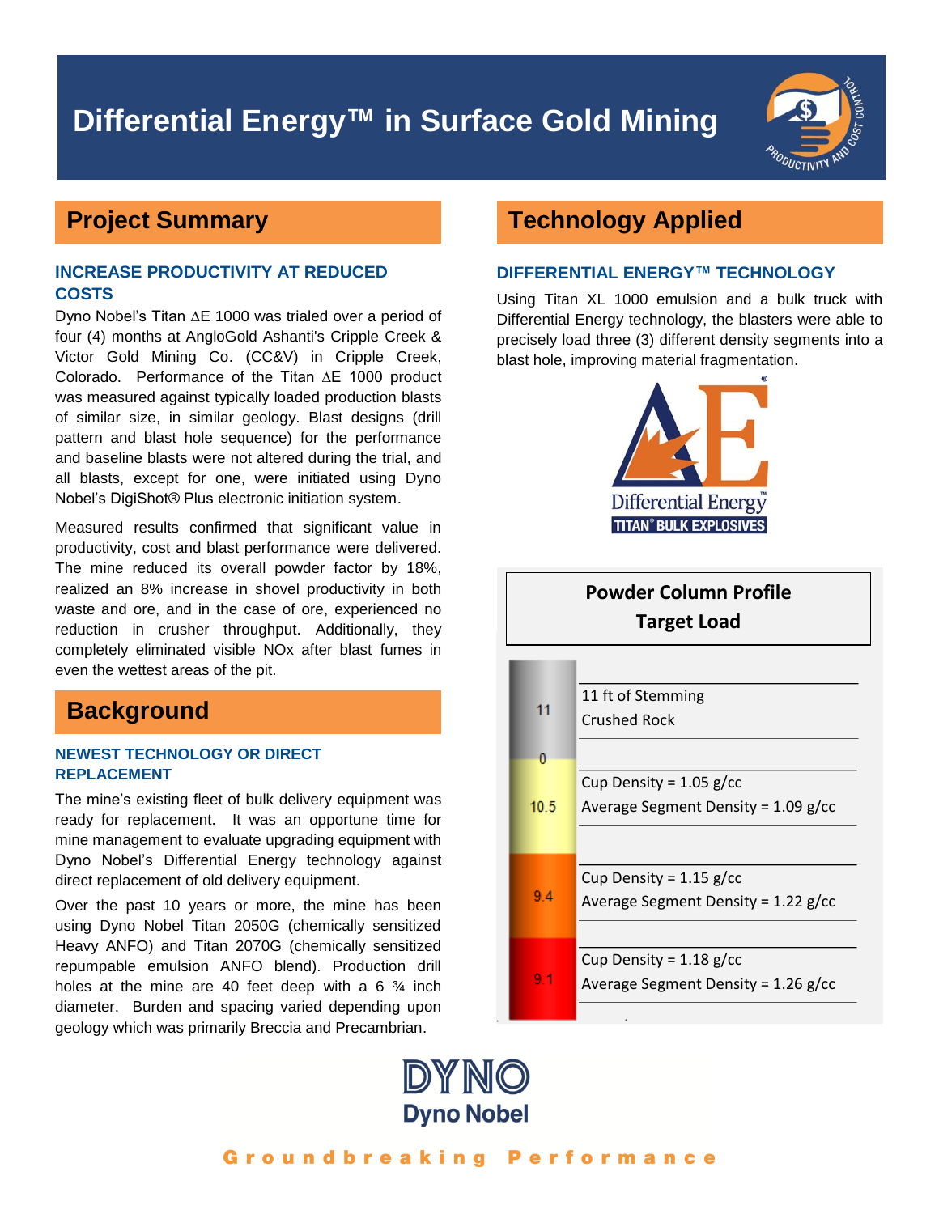# Differential Energy™ in Surface Gold Mining

## Project Summary

### INCREASE PRODUCTIVITY AT REDUCED COSTS

Dyno Nobel's Titan ∆E 1000 was trialed over a period of four (4) months at AngloGold Ashanti's Cripple Creek & Victor Gold Mining Co. (CC&V) in Cripple Creek, Colorado. Performance of the Titan ∆E 1000 product was measured against typically loaded production blasts of similar size, in similar geology. Blast designs (drill pattern and blast hole sequence) for the performance and baseline blasts were not altered during the trial, and all blasts, except for one, were initiated using Dyno Nobel's DigiShot® Plus electronic initiation system.

Measured results confirmed that significant value in productivity, cost and blast performance were delivered. The mine reduced its overall powder factor by 18%, realized an 8% increase in shovel productivity in both waste and ore, and in the case of ore, experienced no reduction in crusher throughput. Additionally, they completely eliminated visible NOx after blast fumes in even the wettest areas of the pit.

## Background

### NEWEST TECHNOLOGY OR DIRECT REPLACEMENT

The mine's existing fleet of bulk delivery equipment was ready for replacement. It was an opportune time for mine management to evaluate upgrading equipment with Dyno Nobel's Differential Energy technology against direct replacement of old delivery equipment.

Over the past 10 years or more, the mine has been using Dyno Nobel Titan 2050G (chemically sensitized Heavy ANFO) and Titan 2070G (chemically sensitized repumpable emulsion ANFO blend). Production drill holes at the mine are 40 feet deep with a 6 ¾ inch diameter. Burden and spacing varied depending upon geology which was primarily Breccia and Precambrian.

## Technology Applied

### DIFFERENTIAL ENERGY™ TECHNOLOGY

Using Titan XL 1000 emulsion and a bulk truck with Differential Energy technology, the blasters were able to precisely load three (3) different density segments into a blast hole, improving material fragmentation.

Differential Energy™
TITAN® BULK EXPLOSIVES

**Powder Column Profile**
**Target Load**

| Length (ft) | Description |
|---|---|
| 11 | 11 ft of Stemming<br>Crushed Rock |
| 10.5 | Cup Density = 1.05 g/cc<br>Average Segment Density = 1.09 g/cc |
| 9.4 | Cup Density = 1.15 g/cc<br>Average Segment Density = 1.22 g/cc |
| 9.1 | Cup Density = 1.18 g/cc<br>Average Segment Density = 1.26 g/cc |

Dyno Nobel

Groundbreaking Performance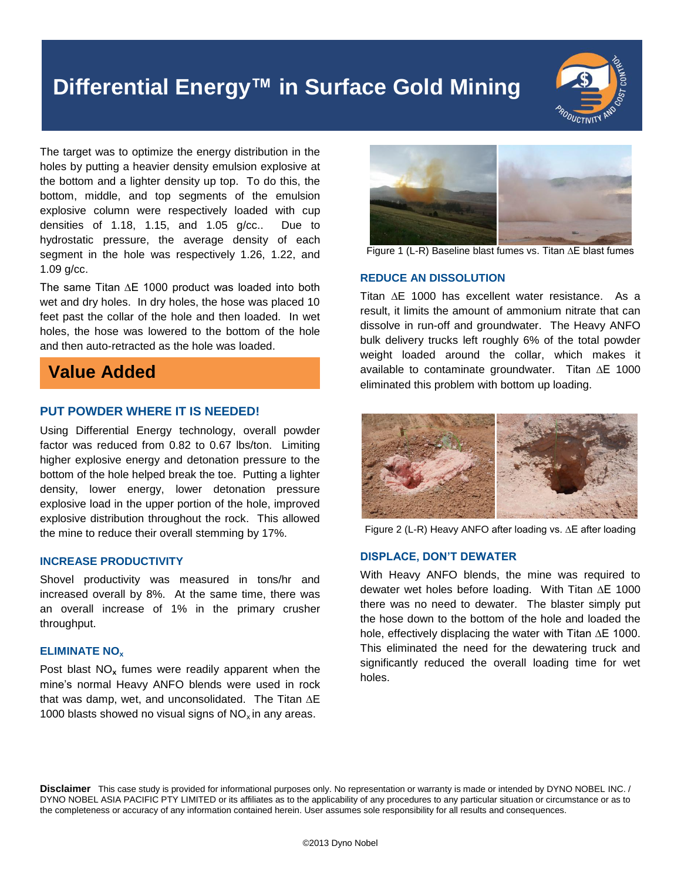# Differential Energy™ in Surface Gold Mining

The target was to optimize the energy distribution in the holes by putting a heavier density emulsion explosive at the bottom and a lighter density up top. To do this, the bottom, middle, and top segments of the emulsion explosive column were respectively loaded with cup densities of 1.18, 1.15, and 1.05 g/cc.. Due to hydrostatic pressure, the average density of each segment in the hole was respectively 1.26, 1.22, and 1.09 g/cc.

The same Titan ∆E 1000 product was loaded into both wet and dry holes. In dry holes, the hose was placed 10 feet past the collar of the hole and then loaded. In wet holes, the hose was lowered to the bottom of the hole and then auto-retracted as the hole was loaded.

## Value Added

### PUT POWDER WHERE IT IS NEEDED!

Using Differential Energy technology, overall powder factor was reduced from 0.82 to 0.67 lbs/ton. Limiting higher explosive energy and detonation pressure to the bottom of the hole helped break the toe. Putting a lighter density, lower energy, lower detonation pressure explosive load in the upper portion of the hole, improved explosive distribution throughout the rock. This allowed the mine to reduce their overall stemming by 17%.

### INCREASE PRODUCTIVITY

Shovel productivity was measured in tons/hr and increased overall by 8%. At the same time, there was an overall increase of 1% in the primary crusher throughput.

### ELIMINATE $NO_x$

Post blast $NO_x$ fumes were readily apparent when the mine's normal Heavy ANFO blends were used in rock that was damp, wet, and unconsolidated. The Titan ∆E 1000 blasts showed no visual signs of $NO_x$ in any areas.

Figure 1 (L-R) Baseline blast fumes vs. Titan ∆E blast fumes

### REDUCE AN DISSOLUTION

Titan ∆E 1000 has excellent water resistance. As a result, it limits the amount of ammonium nitrate that can dissolve in run-off and groundwater. The Heavy ANFO bulk delivery trucks left roughly 6% of the total powder weight loaded around the collar, which makes it available to contaminate groundwater. Titan ∆E 1000 eliminated this problem with bottom up loading.

Figure 2 (L-R) Heavy ANFO after loading vs. ∆E after loading

### DISPLACE, DON'T DEWATER

With Heavy ANFO blends, the mine was required to dewater wet holes before loading. With Titan ∆E 1000 there was no need to dewater. The blaster simply put the hose down to the bottom of the hole and loaded the hole, effectively displacing the water with Titan ∆E 1000. This eliminated the need for the dewatering truck and significantly reduced the overall loading time for wet holes.

**Disclaimer** This case study is provided for informational purposes only. No representation or warranty is made or intended by DYNO NOBEL INC. / DYNO NOBEL ASIA PACIFIC PTY LIMITED or its affiliates as to the applicability of any procedures to any particular situation or circumstance or as to the completeness or accuracy of any information contained herein. User assumes sole responsibility for all results and consequences.

©2013 Dyno Nobel